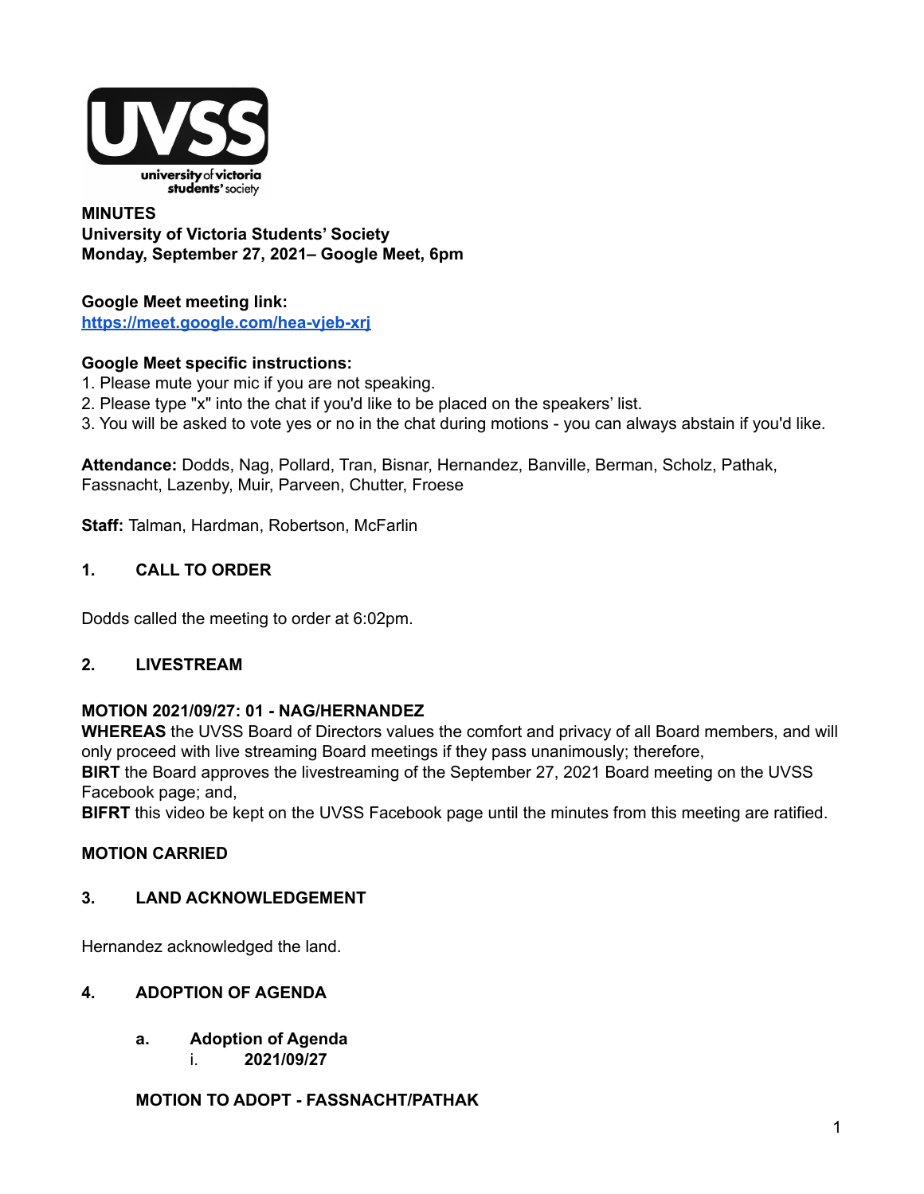**MINUTES**
**University of Victoria Students' Society**
**Monday, September 27, 2021– Google Meet, 6pm**

**Google Meet meeting link:**
https://meet.google.com/hea-vjeb-xrj

**Google Meet specific instructions:**
1. Please mute your mic if you are not speaking.
2. Please type "x" into the chat if you'd like to be placed on the speakers' list.
3. You will be asked to vote yes or no in the chat during motions - you can always abstain if you'd like.

**Attendance:** Dodds, Nag, Pollard, Tran, Bisnar, Hernandez, Banville, Berman, Scholz, Pathak, Fassnacht, Lazenby, Muir, Parveen, Chutter, Froese

**Staff:** Talman, Hardman, Robertson, McFarlin

## 1. CALL TO ORDER

Dodds called the meeting to order at 6:02pm.

## 2. LIVESTREAM

**MOTION 2021/09/27: 01 - NAG/HERNANDEZ**
**WHEREAS** the UVSS Board of Directors values the comfort and privacy of all Board members, and will only proceed with live streaming Board meetings if they pass unanimously; therefore,
**BIRT** the Board approves the livestreaming of the September 27, 2021 Board meeting on the UVSS Facebook page; and,
**BIFRT** this video be kept on the UVSS Facebook page until the minutes from this meeting are ratified.

**MOTION CARRIED**

## 3. LAND ACKNOWLEDGEMENT

Hernandez acknowledged the land.

## 4. ADOPTION OF AGENDA

### a. Adoption of Agenda
i. **2021/09/27**

**MOTION TO ADOPT - FASSNACHT/PATHAK**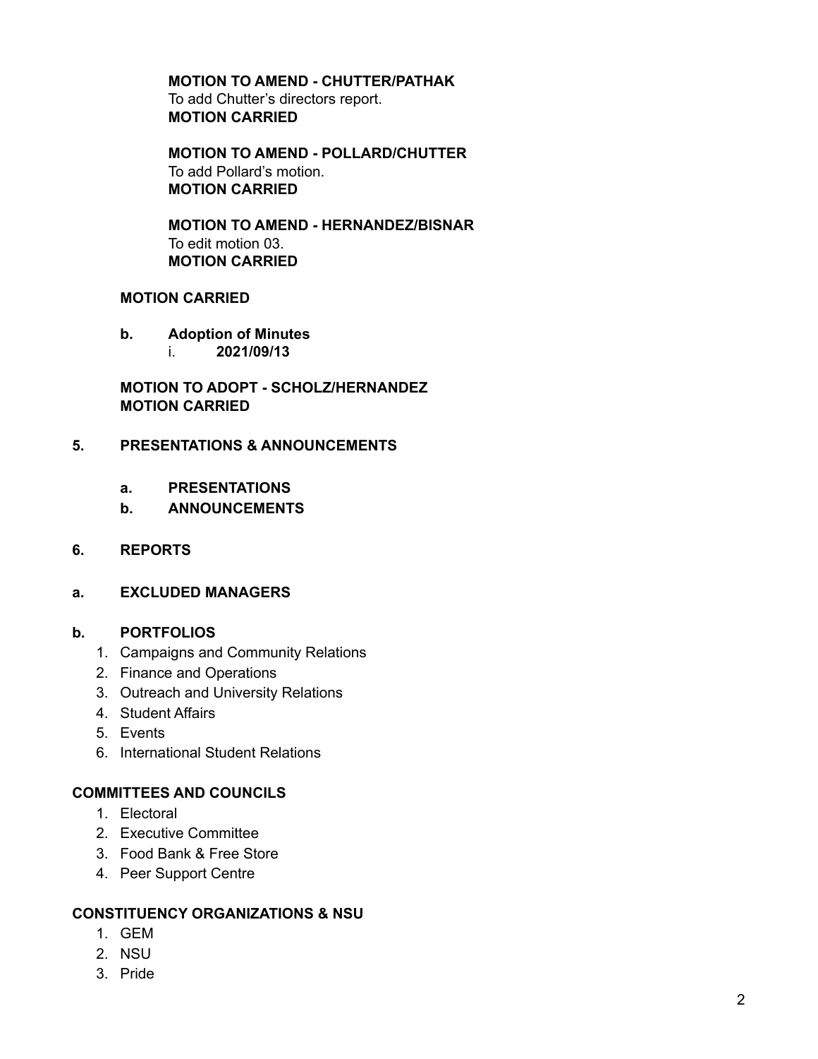**MOTION TO AMEND - CHUTTER/PATHAK**
To add Chutter's directors report.
**MOTION CARRIED**

**MOTION TO AMEND - POLLARD/CHUTTER**
To add Pollard's motion.
**MOTION CARRIED**

**MOTION TO AMEND - HERNANDEZ/BISNAR**
To edit motion 03.
**MOTION CARRIED**

**MOTION CARRIED**

**b. Adoption of Minutes**

i. **2021/09/13**

**MOTION TO ADOPT - SCHOLZ/HERNANDEZ**
**MOTION CARRIED**

## 5. PRESENTATIONS & ANNOUNCEMENTS

### a. PRESENTATIONS

### b. ANNOUNCEMENTS

## 6. REPORTS

### a. EXCLUDED MANAGERS

### b. PORTFOLIOS

1. Campaigns and Community Relations
2. Finance and Operations
3. Outreach and University Relations
4. Student Affairs
5. Events
6. International Student Relations

### COMMITTEES AND COUNCILS

1. Electoral
2. Executive Committee
3. Food Bank & Free Store
4. Peer Support Centre

### CONSTITUENCY ORGANIZATIONS & NSU

1. GEM
2. NSU
3. Pride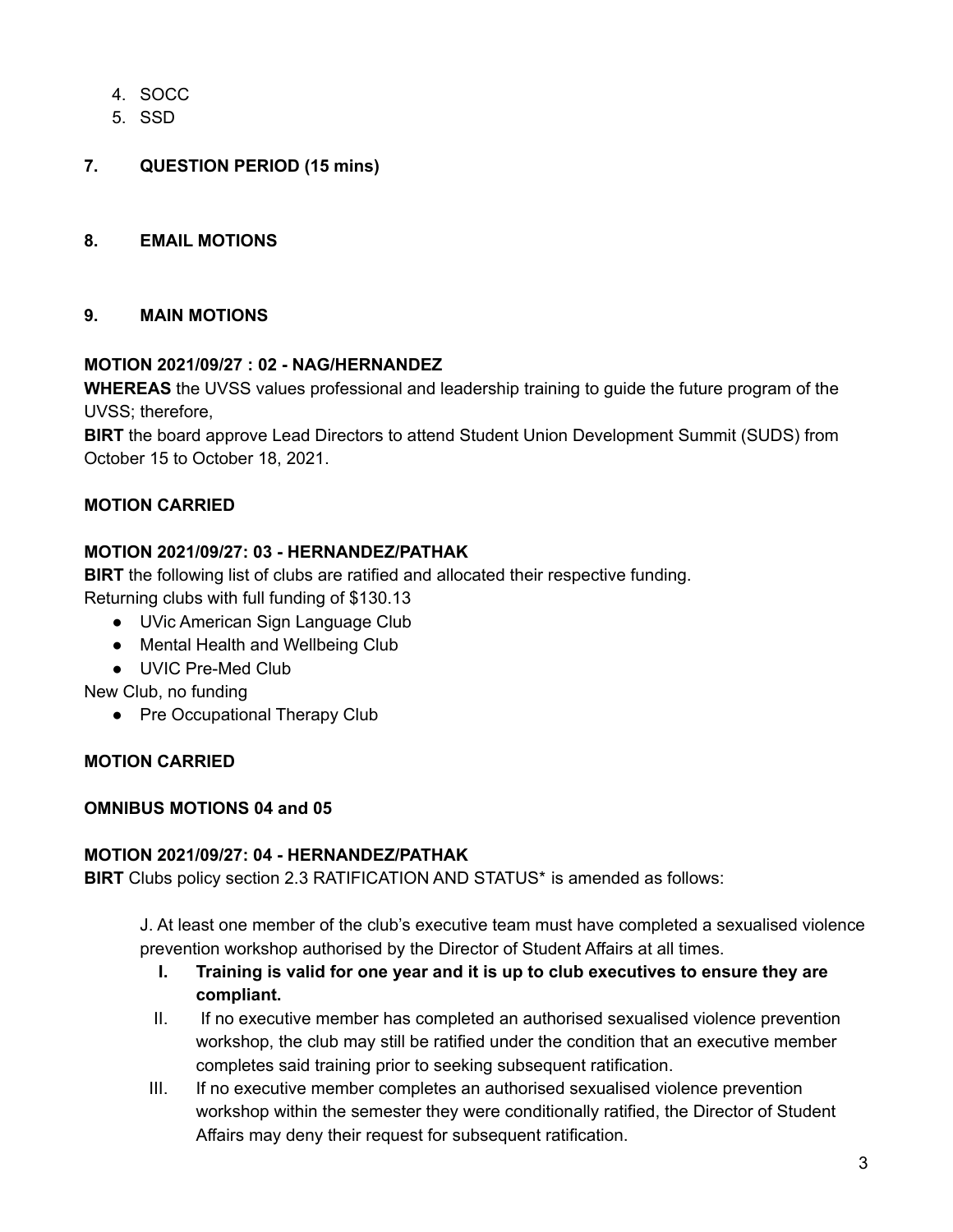4. SOCC
5. SSD

## 7. QUESTION PERIOD (15 mins)

## 8. EMAIL MOTIONS

## 9. MAIN MOTIONS

**MOTION 2021/09/27 : 02 - NAG/HERNANDEZ**

**WHEREAS** the UVSS values professional and leadership training to guide the future program of the UVSS; therefore,

**BIRT** the board approve Lead Directors to attend Student Union Development Summit (SUDS) from October 15 to October 18, 2021.

**MOTION CARRIED**

**MOTION 2021/09/27: 03 - HERNANDEZ/PATHAK**

**BIRT** the following list of clubs are ratified and allocated their respective funding.

Returning clubs with full funding of $130.13

- UVic American Sign Language Club
- Mental Health and Wellbeing Club
- UVIC Pre-Med Club

New Club, no funding

- Pre Occupational Therapy Club

**MOTION CARRIED**

**OMNIBUS MOTIONS 04 and 05**

**MOTION 2021/09/27: 04 - HERNANDEZ/PATHAK**

**BIRT** Clubs policy section 2.3 RATIFICATION AND STATUS* is amended as follows:

> J. At least one member of the club's executive team must have completed a sexualised violence prevention workshop authorised by the Director of Student Affairs at all times.
>
> I. **Training is valid for one year and it is up to club executives to ensure they are compliant.**
>
> II. If no executive member has completed an authorised sexualised violence prevention workshop, the club may still be ratified under the condition that an executive member completes said training prior to seeking subsequent ratification.
>
> III. If no executive member completes an authorised sexualised violence prevention workshop within the semester they were conditionally ratified, the Director of Student Affairs may deny their request for subsequent ratification.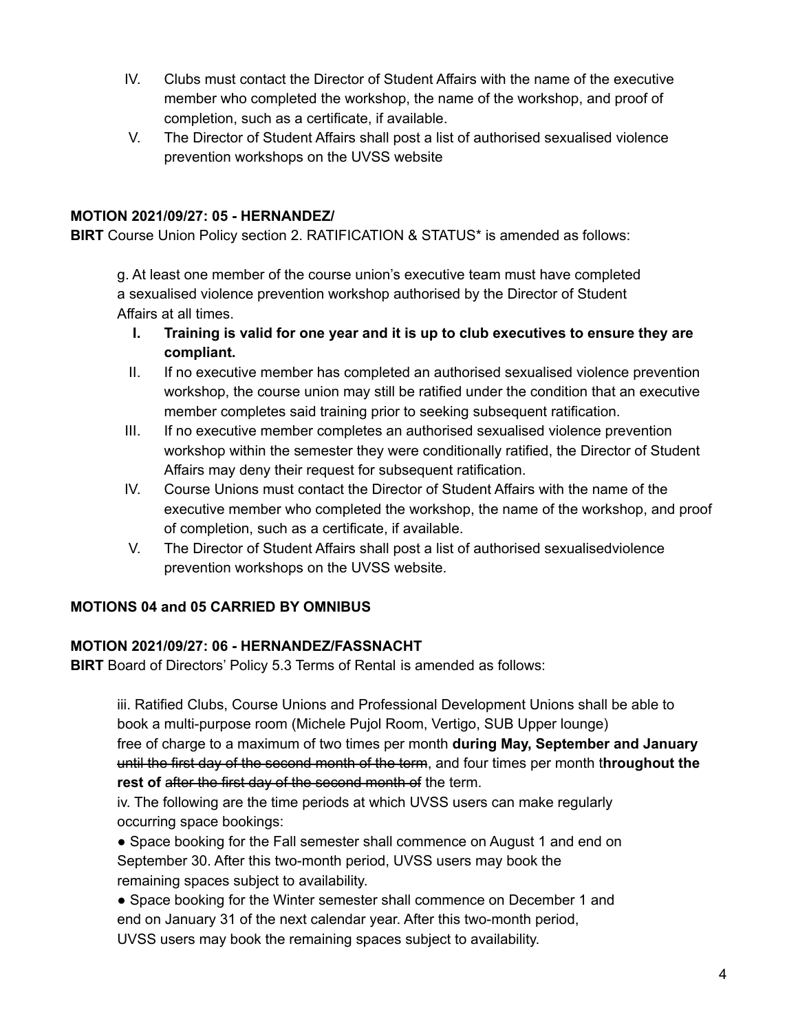IV. Clubs must contact the Director of Student Affairs with the name of the executive member who completed the workshop, the name of the workshop, and proof of completion, such as a certificate, if available.

V. The Director of Student Affairs shall post a list of authorised sexualised violence prevention workshops on the UVSS website

**MOTION 2021/09/27: 05 - HERNANDEZ/**

**BIRT** Course Union Policy section 2. RATIFICATION & STATUS* is amended as follows:

> g. At least one member of the course union's executive team must have completed a sexualised violence prevention workshop authorised by the Director of Student Affairs at all times.
>
> **I. Training is valid for one year and it is up to club executives to ensure they are compliant.**
>
> II. If no executive member has completed an authorised sexualised violence prevention workshop, the course union may still be ratified under the condition that an executive member completes said training prior to seeking subsequent ratification.
>
> III. If no executive member completes an authorised sexualised violence prevention workshop within the semester they were conditionally ratified, the Director of Student Affairs may deny their request for subsequent ratification.
>
> IV. Course Unions must contact the Director of Student Affairs with the name of the executive member who completed the workshop, the name of the workshop, and proof of completion, such as a certificate, if available.
>
> V. The Director of Student Affairs shall post a list of authorised sexualisedviolence prevention workshops on the UVSS website.

**MOTIONS 04 and 05 CARRIED BY OMNIBUS**

**MOTION 2021/09/27: 06 - HERNANDEZ/FASSNACHT**

**BIRT** Board of Directors' Policy 5.3 Terms of Rental is amended as follows:

> iii. Ratified Clubs, Course Unions and Professional Development Unions shall be able to book a multi-purpose room (Michele Pujol Room, Vertigo, SUB Upper lounge) free of charge to a maximum of two times per month **during May, September and January** ~~until the first day of the second month of the term~~, and four times per month t**hroughout the rest of** ~~after the first day of the second month of~~ the term.
>
> iv. The following are the time periods at which UVSS users can make regularly occurring space bookings:
>
> - Space booking for the Fall semester shall commence on August 1 and end on September 30. After this two-month period, UVSS users may book the remaining spaces subject to availability.
> - Space booking for the Winter semester shall commence on December 1 and end on January 31 of the next calendar year. After this two-month period, UVSS users may book the remaining spaces subject to availability.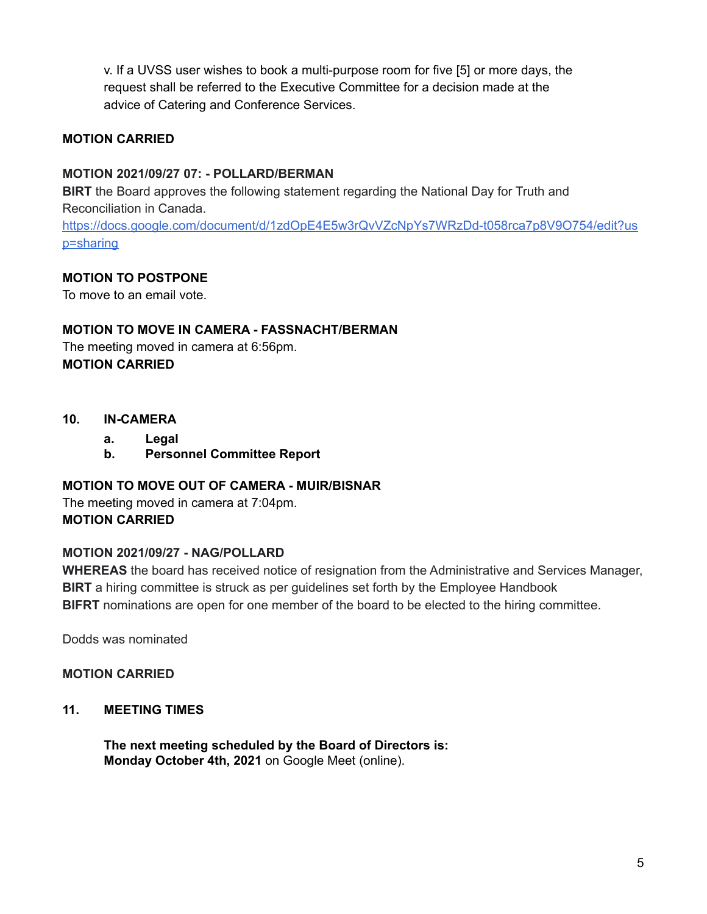v. If a UVSS user wishes to book a multi-purpose room for five [5] or more days, the request shall be referred to the Executive Committee for a decision made at the advice of Catering and Conference Services.

**MOTION CARRIED**

**MOTION 2021/09/27 07: - POLLARD/BERMAN**
**BIRT** the Board approves the following statement regarding the National Day for Truth and Reconciliation in Canada.
[https://docs.google.com/document/d/1zdOpE4E5w3rQvVZcNpYs7WRzDd-t058rca7p8V9O754/edit?usp=sharing](https://docs.google.com/document/d/1zdOpE4E5w3rQvVZcNpYs7WRzDd-t058rca7p8V9O754/edit?usp=sharing)

**MOTION TO POSTPONE**
To move to an email vote.

**MOTION TO MOVE IN CAMERA - FASSNACHT/BERMAN**
The meeting moved in camera at 6:56pm.
**MOTION CARRIED**

**10. IN-CAMERA**

- **a. Legal**
- **b. Personnel Committee Report**

**MOTION TO MOVE OUT OF CAMERA - MUIR/BISNAR**
The meeting moved in camera at 7:04pm.
**MOTION CARRIED**

**MOTION 2021/09/27 - NAG/POLLARD**
**WHEREAS** the board has received notice of resignation from the Administrative and Services Manager,
**BIRT** a hiring committee is struck as per guidelines set forth by the Employee Handbook
**BIFRT** nominations are open for one member of the board to be elected to the hiring committee.

Dodds was nominated

**MOTION CARRIED**

**11. MEETING TIMES**

**The next meeting scheduled by the Board of Directors is:**
**Monday October 4th, 2021** on Google Meet (online).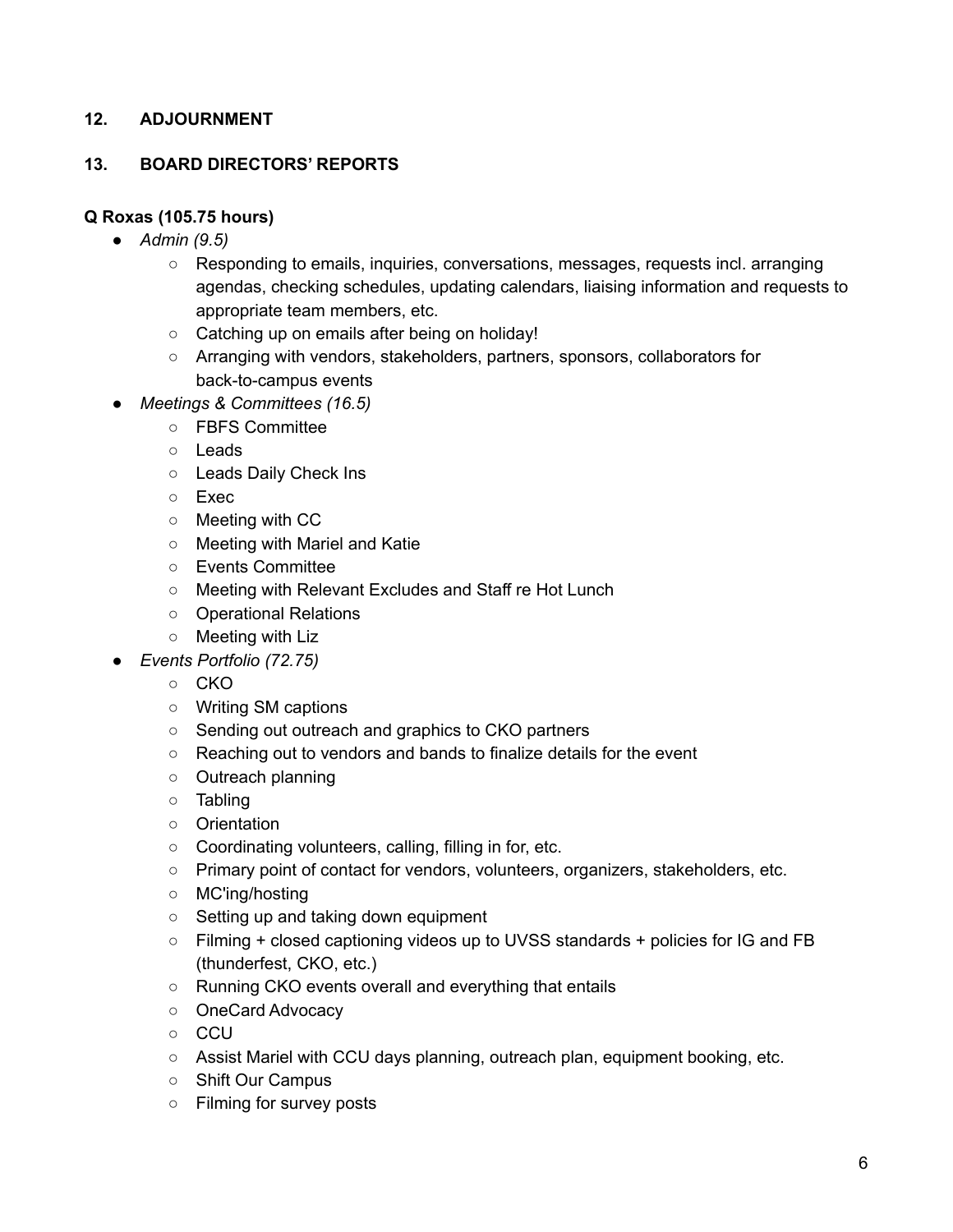## 12. ADJOURNMENT

## 13. BOARD DIRECTORS' REPORTS

**Q Roxas (105.75 hours)**

- *Admin (9.5)*
  - Responding to emails, inquiries, conversations, messages, requests incl. arranging agendas, checking schedules, updating calendars, liaising information and requests to appropriate team members, etc.
  - Catching up on emails after being on holiday!
  - Arranging with vendors, stakeholders, partners, sponsors, collaborators for back-to-campus events
- *Meetings & Committees (16.5)*
  - FBFS Committee
  - Leads
  - Leads Daily Check Ins
  - Exec
  - Meeting with CC
  - Meeting with Mariel and Katie
  - Events Committee
  - Meeting with Relevant Excludes and Staff re Hot Lunch
  - Operational Relations
  - Meeting with Liz
- *Events Portfolio (72.75)*
  - CKO
  - Writing SM captions
  - Sending out outreach and graphics to CKO partners
  - Reaching out to vendors and bands to finalize details for the event
  - Outreach planning
  - Tabling
  - Orientation
  - Coordinating volunteers, calling, filling in for, etc.
  - Primary point of contact for vendors, volunteers, organizers, stakeholders, etc.
  - MC'ing/hosting
  - Setting up and taking down equipment
  - Filming + closed captioning videos up to UVSS standards + policies for IG and FB (thunderfest, CKO, etc.)
  - Running CKO events overall and everything that entails
  - OneCard Advocacy
  - CCU
  - Assist Mariel with CCU days planning, outreach plan, equipment booking, etc.
  - Shift Our Campus
  - Filming for survey posts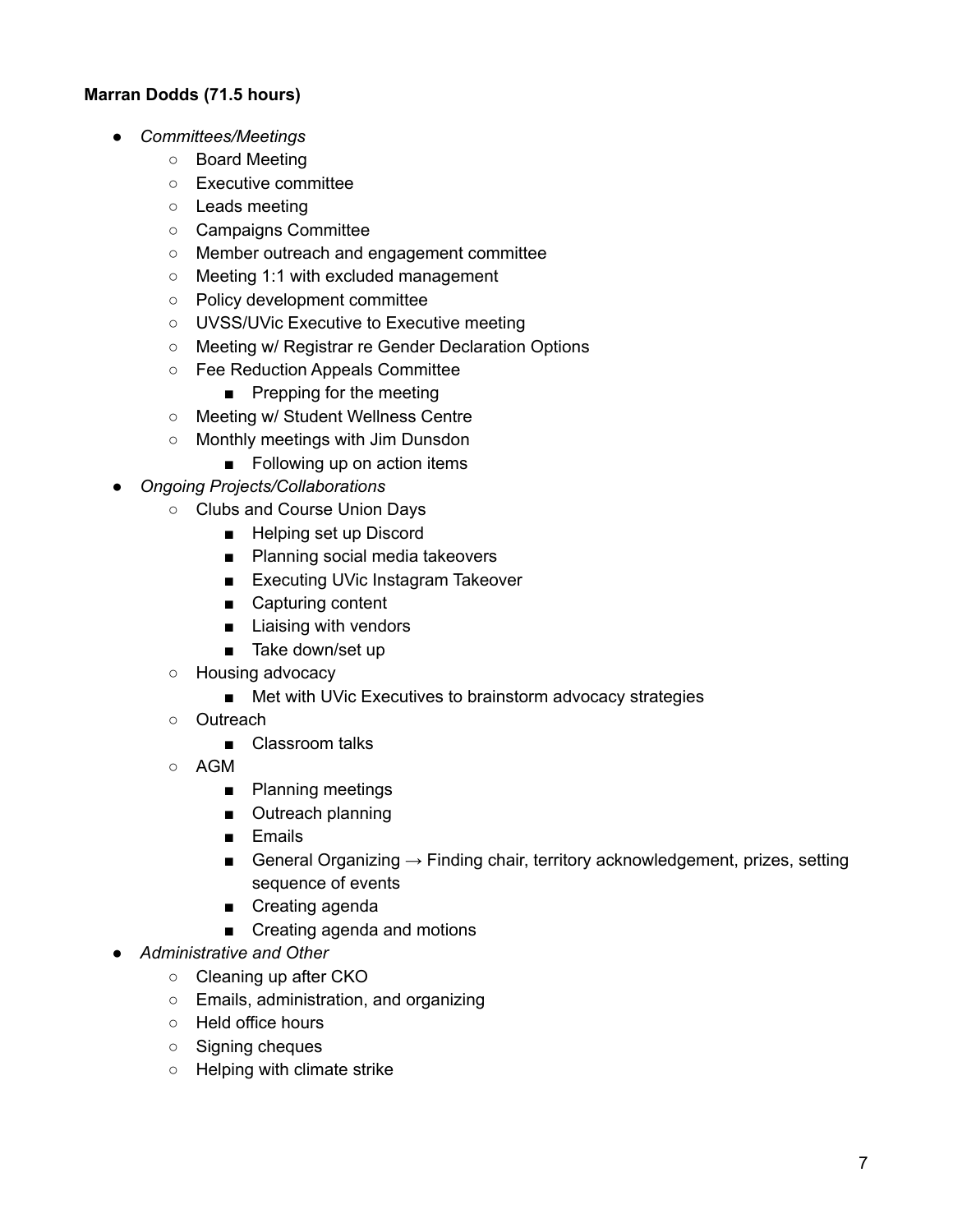**Marran Dodds (71.5 hours)**

- *Committees/Meetings*
  - Board Meeting
  - Executive committee
  - Leads meeting
  - Campaigns Committee
  - Member outreach and engagement committee
  - Meeting 1:1 with excluded management
  - Policy development committee
  - UVSS/UVic Executive to Executive meeting
  - Meeting w/ Registrar re Gender Declaration Options
  - Fee Reduction Appeals Committee
    - Prepping for the meeting
  - Meeting w/ Student Wellness Centre
  - Monthly meetings with Jim Dunsdon
    - Following up on action items
- *Ongoing Projects/Collaborations*
  - Clubs and Course Union Days
    - Helping set up Discord
    - Planning social media takeovers
    - Executing UVic Instagram Takeover
    - Capturing content
    - Liaising with vendors
    - Take down/set up
  - Housing advocacy
    - Met with UVic Executives to brainstorm advocacy strategies
  - Outreach
    - Classroom talks
  - AGM
    - Planning meetings
    - Outreach planning
    - Emails
    - General Organizing → Finding chair, territory acknowledgement, prizes, setting sequence of events
    - Creating agenda
    - Creating agenda and motions
- *Administrative and Other*
  - Cleaning up after CKO
  - Emails, administration, and organizing
  - Held office hours
  - Signing cheques
  - Helping with climate strike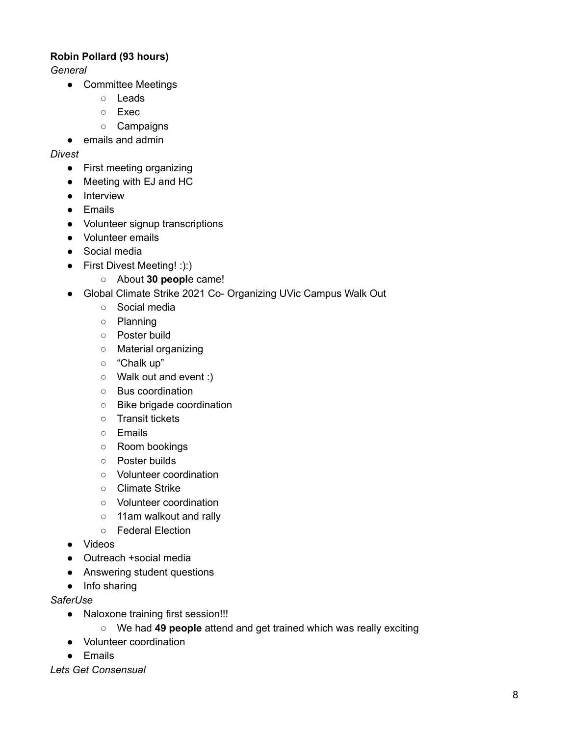**Robin Pollard (93 hours)**

*General*

- Committee Meetings
    - Leads
    - Exec
    - Campaigns
- emails and admin

*Divest*

- First meeting organizing
- Meeting with EJ and HC
- Interview
- Emails
- Volunteer signup transcriptions
- Volunteer emails
- Social media
- First Divest Meeting! :):)
    - About **30 peopl**e came!
- Global Climate Strike 2021 Co- Organizing UVic Campus Walk Out
    - Social media
    - Planning
    - Poster build
    - Material organizing
    - “Chalk up”
    - Walk out and event :)
    - Bus coordination
    - Bike brigade coordination
    - Transit tickets
    - Emails
    - Room bookings
    - Poster builds
    - Volunteer coordination
    - Climate Strike
    - Volunteer coordination
    - 11am walkout and rally
    - Federal Election
- Videos
- Outreach +social media
- Answering student questions
- Info sharing

*SaferUse*

- Naloxone training first session!!!
    - We had **49 people** attend and get trained which was really exciting
- Volunteer coordination
- Emails

*Lets Get Consensual*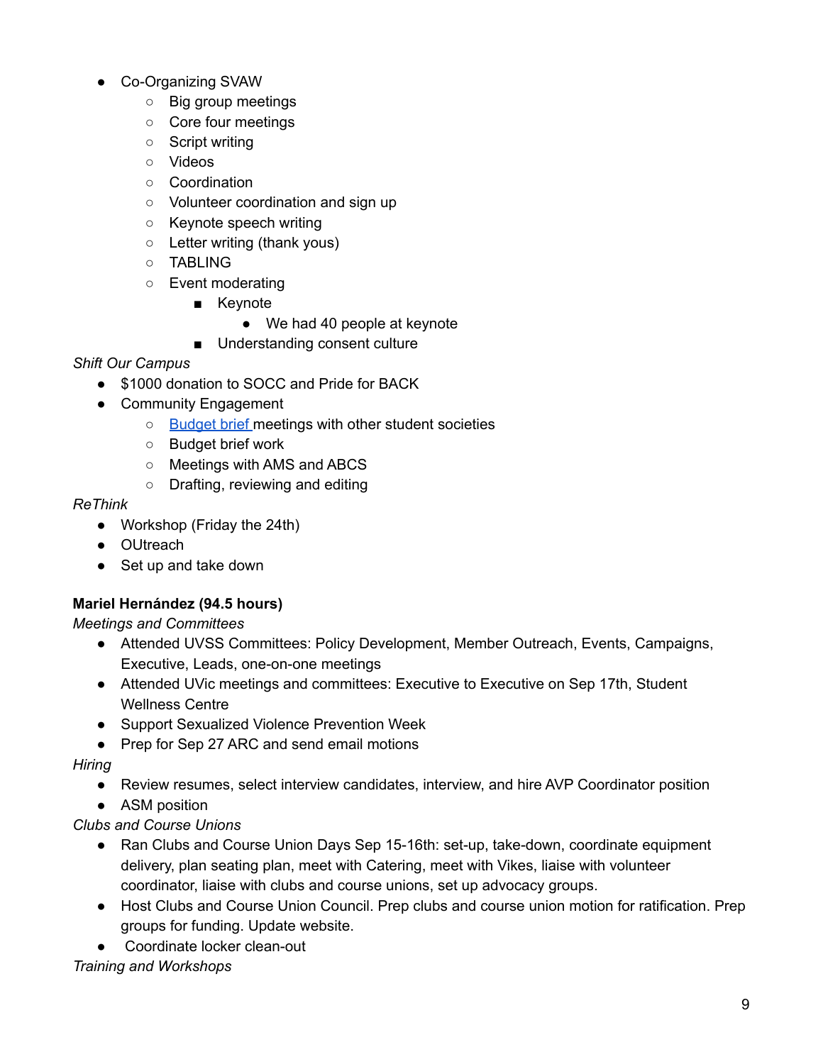- Co-Organizing SVAW
    - Big group meetings
    - Core four meetings
    - Script writing
    - Videos
    - Coordination
    - Volunteer coordination and sign up
    - Keynote speech writing
    - Letter writing (thank yous)
    - TABLING
    - Event moderating
        - Keynote
            - We had 40 people at keynote
        - Understanding consent culture

*Shift Our Campus*

- $1000 donation to SOCC and Pride for BACK
- Community Engagement
    - Budget brief meetings with other student societies
    - Budget brief work
    - Meetings with AMS and ABCS
    - Drafting, reviewing and editing

*ReThink*

- Workshop (Friday the 24th)
- OUtreach
- Set up and take down

**Mariel Hernández (94.5 hours)**

*Meetings and Committees*

- Attended UVSS Committees: Policy Development, Member Outreach, Events, Campaigns, Executive, Leads, one-on-one meetings
- Attended UVic meetings and committees: Executive to Executive on Sep 17th, Student Wellness Centre
- Support Sexualized Violence Prevention Week
- Prep for Sep 27 ARC and send email motions

*Hiring*

- Review resumes, select interview candidates, interview, and hire AVP Coordinator position
- ASM position

*Clubs and Course Unions*

- Ran Clubs and Course Union Days Sep 15-16th: set-up, take-down, coordinate equipment delivery, plan seating plan, meet with Catering, meet with Vikes, liaise with volunteer coordinator, liaise with clubs and course unions, set up advocacy groups.
- Host Clubs and Course Union Council. Prep clubs and course union motion for ratification. Prep groups for funding. Update website.
- Coordinate locker clean-out

*Training and Workshops*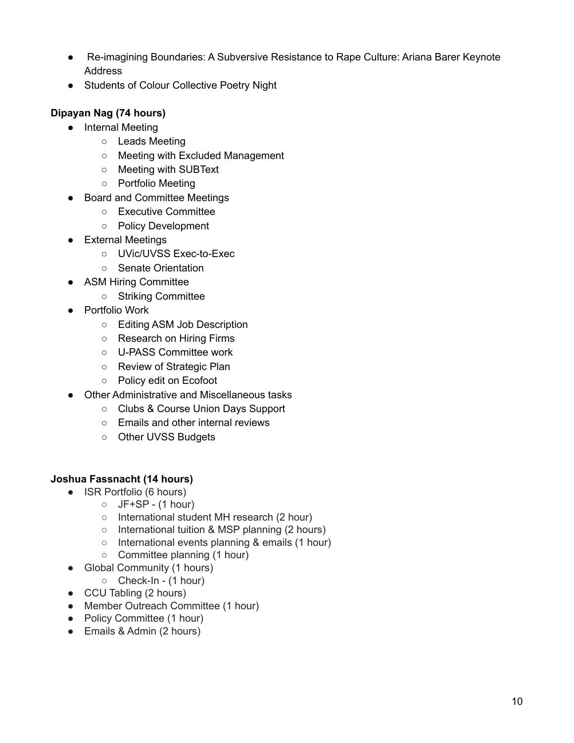- Re-imagining Boundaries: A Subversive Resistance to Rape Culture: Ariana Barer Keynote Address
- Students of Colour Collective Poetry Night

**Dipayan Nag (74 hours)**

- Internal Meeting
    - Leads Meeting
    - Meeting with Excluded Management
    - Meeting with SUBText
    - Portfolio Meeting
- Board and Committee Meetings
    - Executive Committee
    - Policy Development
- External Meetings
    - UVic/UVSS Exec-to-Exec
    - Senate Orientation
- ASM Hiring Committee
    - Striking Committee
- Portfolio Work
    - Editing ASM Job Description
    - Research on Hiring Firms
    - U-PASS Committee work
    - Review of Strategic Plan
    - Policy edit on Ecofoot
- Other Administrative and Miscellaneous tasks
    - Clubs & Course Union Days Support
    - Emails and other internal reviews
    - Other UVSS Budgets

**Joshua Fassnacht (14 hours)**

- ISR Portfolio (6 hours)
    - JF+SP - (1 hour)
    - International student MH research (2 hour)
    - International tuition & MSP planning (2 hours)
    - International events planning & emails (1 hour)
    - Committee planning (1 hour)
- Global Community (1 hours)
    - Check-In - (1 hour)
- CCU Tabling (2 hours)
- Member Outreach Committee (1 hour)
- Policy Committee (1 hour)
- Emails & Admin (2 hours)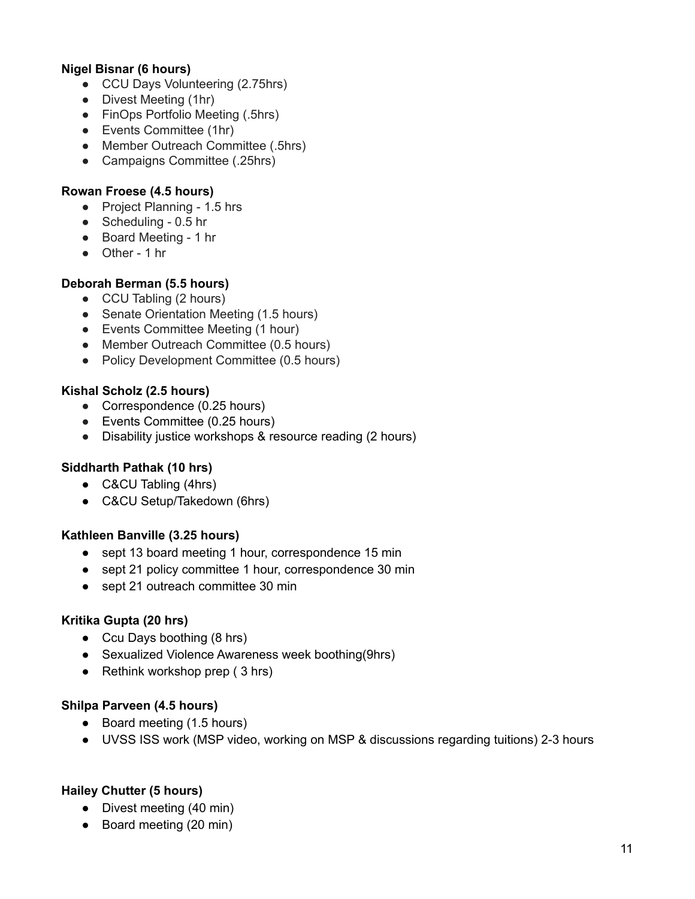**Nigel Bisnar (6 hours)**

- CCU Days Volunteering (2.75hrs)
- Divest Meeting (1hr)
- FinOps Portfolio Meeting (.5hrs)
- Events Committee (1hr)
- Member Outreach Committee (.5hrs)
- Campaigns Committee (.25hrs)

**Rowan Froese (4.5 hours)**

- Project Planning - 1.5 hrs
- Scheduling - 0.5 hr
- Board Meeting - 1 hr
- Other - 1 hr

**Deborah Berman (5.5 hours)**

- CCU Tabling (2 hours)
- Senate Orientation Meeting (1.5 hours)
- Events Committee Meeting (1 hour)
- Member Outreach Committee (0.5 hours)
- Policy Development Committee (0.5 hours)

**Kishal Scholz (2.5 hours)**

- Correspondence (0.25 hours)
- Events Committee (0.25 hours)
- Disability justice workshops & resource reading (2 hours)

**Siddharth Pathak (10 hrs)**

- C&CU Tabling (4hrs)
- C&CU Setup/Takedown (6hrs)

**Kathleen Banville (3.25 hours)**

- sept 13 board meeting 1 hour, correspondence 15 min
- sept 21 policy committee 1 hour, correspondence 30 min
- sept 21 outreach committee 30 min

**Kritika Gupta (20 hrs)**

- Ccu Days boothing (8 hrs)
- Sexualized Violence Awareness week boothing(9hrs)
- Rethink workshop prep ( 3 hrs)

**Shilpa Parveen (4.5 hours)**

- Board meeting (1.5 hours)
- UVSS ISS work (MSP video, working on MSP & discussions regarding tuitions) 2-3 hours

**Hailey Chutter (5 hours)**

- Divest meeting (40 min)
- Board meeting (20 min)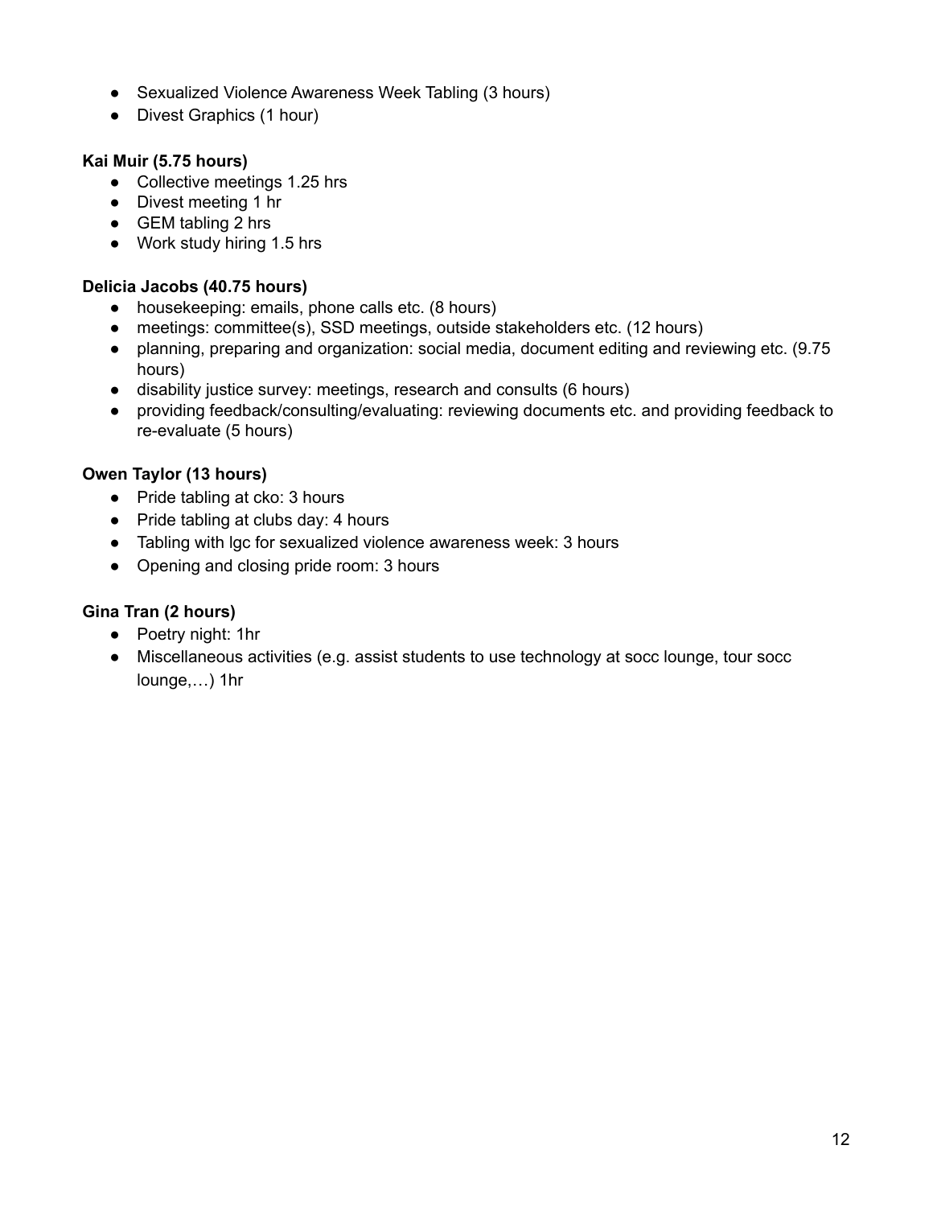- Sexualized Violence Awareness Week Tabling (3 hours)
- Divest Graphics (1 hour)

**Kai Muir (5.75 hours)**

- Collective meetings 1.25 hrs
- Divest meeting 1 hr
- GEM tabling 2 hrs
- Work study hiring 1.5 hrs

**Delicia Jacobs (40.75 hours)**

- housekeeping: emails, phone calls etc. (8 hours)
- meetings: committee(s), SSD meetings, outside stakeholders etc. (12 hours)
- planning, preparing and organization: social media, document editing and reviewing etc. (9.75 hours)
- disability justice survey: meetings, research and consults (6 hours)
- providing feedback/consulting/evaluating: reviewing documents etc. and providing feedback to re-evaluate (5 hours)

**Owen Taylor (13 hours)**

- Pride tabling at cko: 3 hours
- Pride tabling at clubs day: 4 hours
- Tabling with lgc for sexualized violence awareness week: 3 hours
- Opening and closing pride room: 3 hours

**Gina Tran (2 hours)**

- Poetry night: 1hr
- Miscellaneous activities (e.g. assist students to use technology at socc lounge, tour socc lounge,…) 1hr